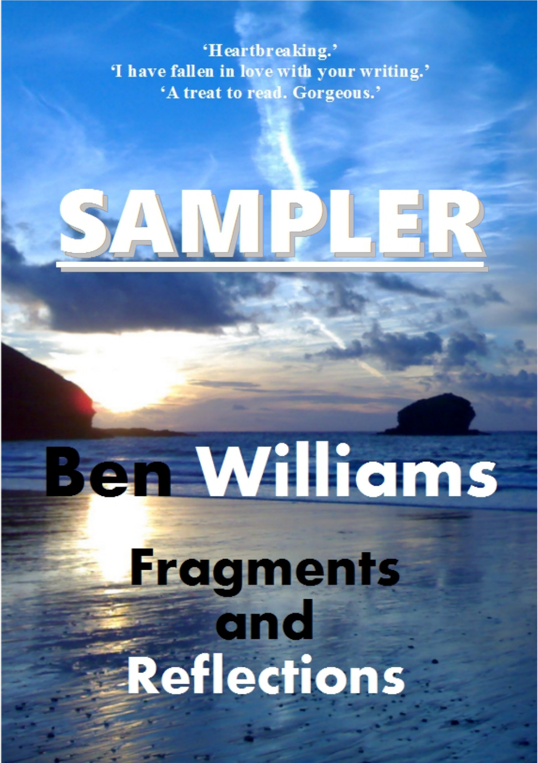‘Heartbreaking.’
‘I have fallen in love with your writing.’
‘A treat to read. Gorgeous.’

# SAMPLER

# Ben Williams

# Fragments and Reflections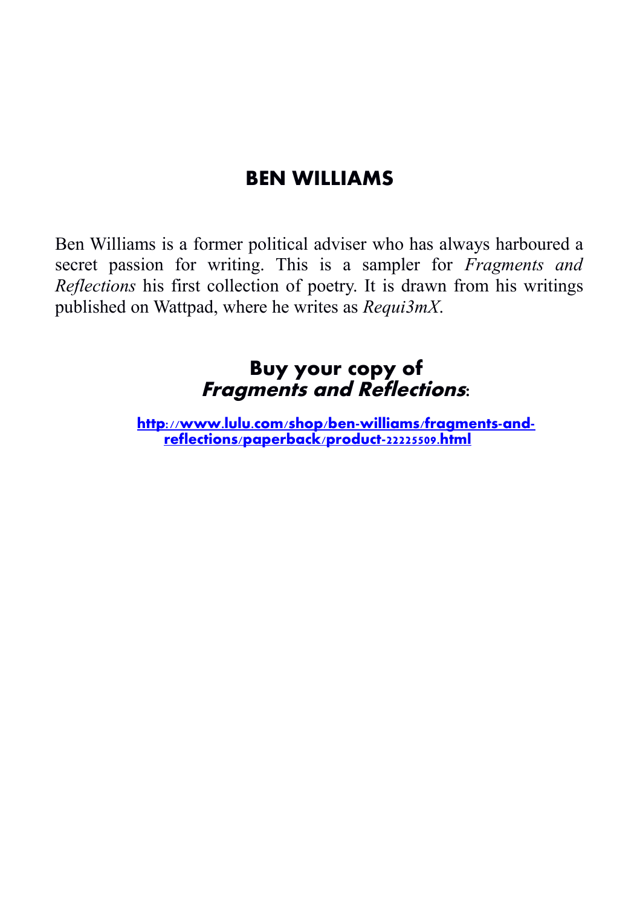# BEN WILLIAMS

Ben Williams is a former political adviser who has always harboured a secret passion for writing. This is a sampler for *Fragments and Reflections* his first collection of poetry. It is drawn from his writings published on Wattpad, where he writes as *Requi3mX*.

## Buy your copy of *Fragments and Reflections*:

http://www.lulu.com/shop/ben-williams/fragments-and-reflections/paperback/product-22225509.html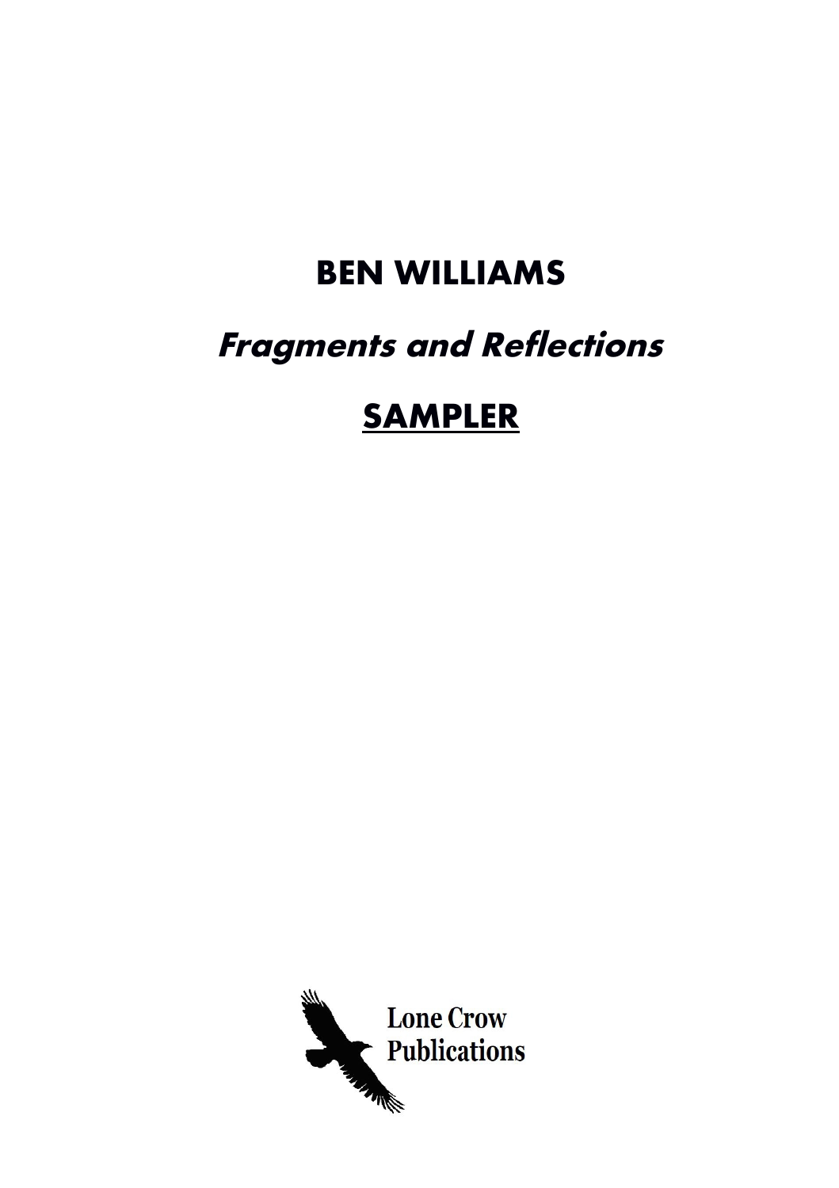# BEN WILLIAMS

## *Fragments and Reflections*

## SAMPLER

Lone Crow Publications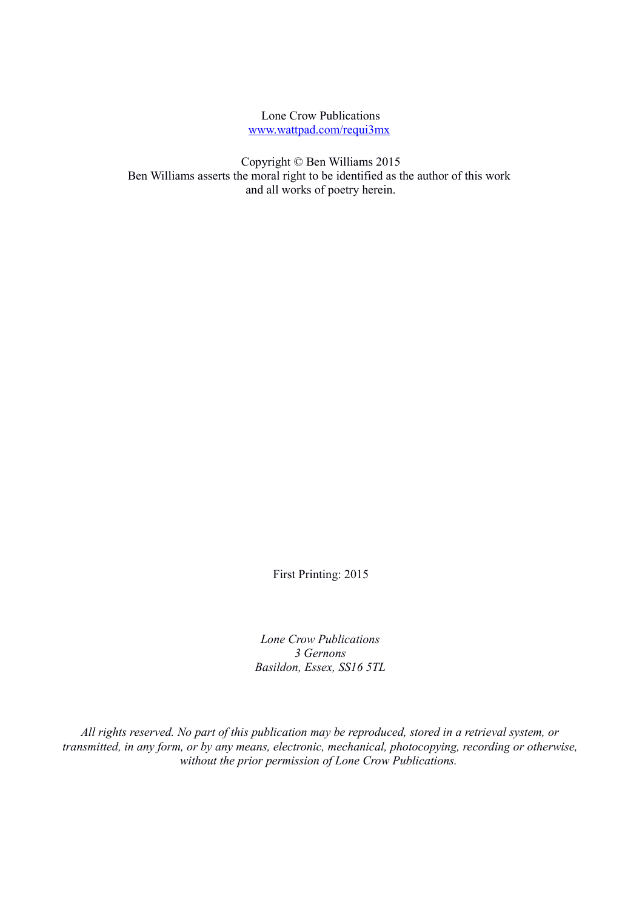Lone Crow Publications
[www.wattpad.com/requi3mx](http://www.wattpad.com/requi3mx)

Copyright © Ben Williams 2015
Ben Williams asserts the moral right to be identified as the author of this work and all works of poetry herein.

First Printing: 2015

*Lone Crow Publications*
*3 Gernons*
*Basildon, Essex, SS16 5TL*

*All rights reserved. No part of this publication may be reproduced, stored in a retrieval system, or transmitted, in any form, or by any means, electronic, mechanical, photocopying, recording or otherwise, without the prior permission of Lone Crow Publications.*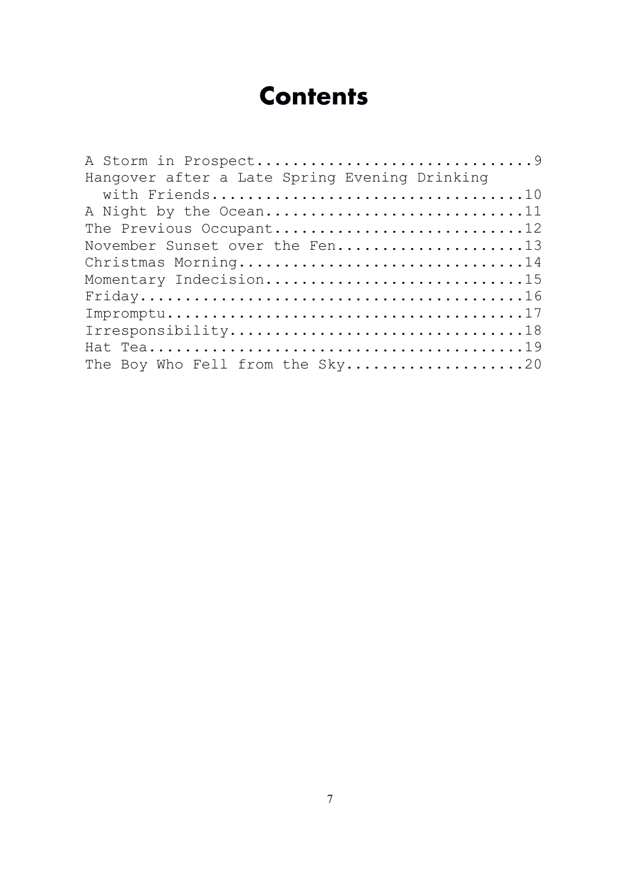# Contents

A Storm in Prospect..............................9
Hangover after a Late Spring Evening Drinking with Friends..................................10
A Night by the Ocean............................11
The Previous Occupant...........................12
November Sunset over the Fen....................13
Christmas Morning...............................14
Momentary Indecision............................15
Friday..........................................16
Impromptu.......................................17
Irresponsibility................................18
Hat Tea.........................................19
The Boy Who Fell from the Sky...................20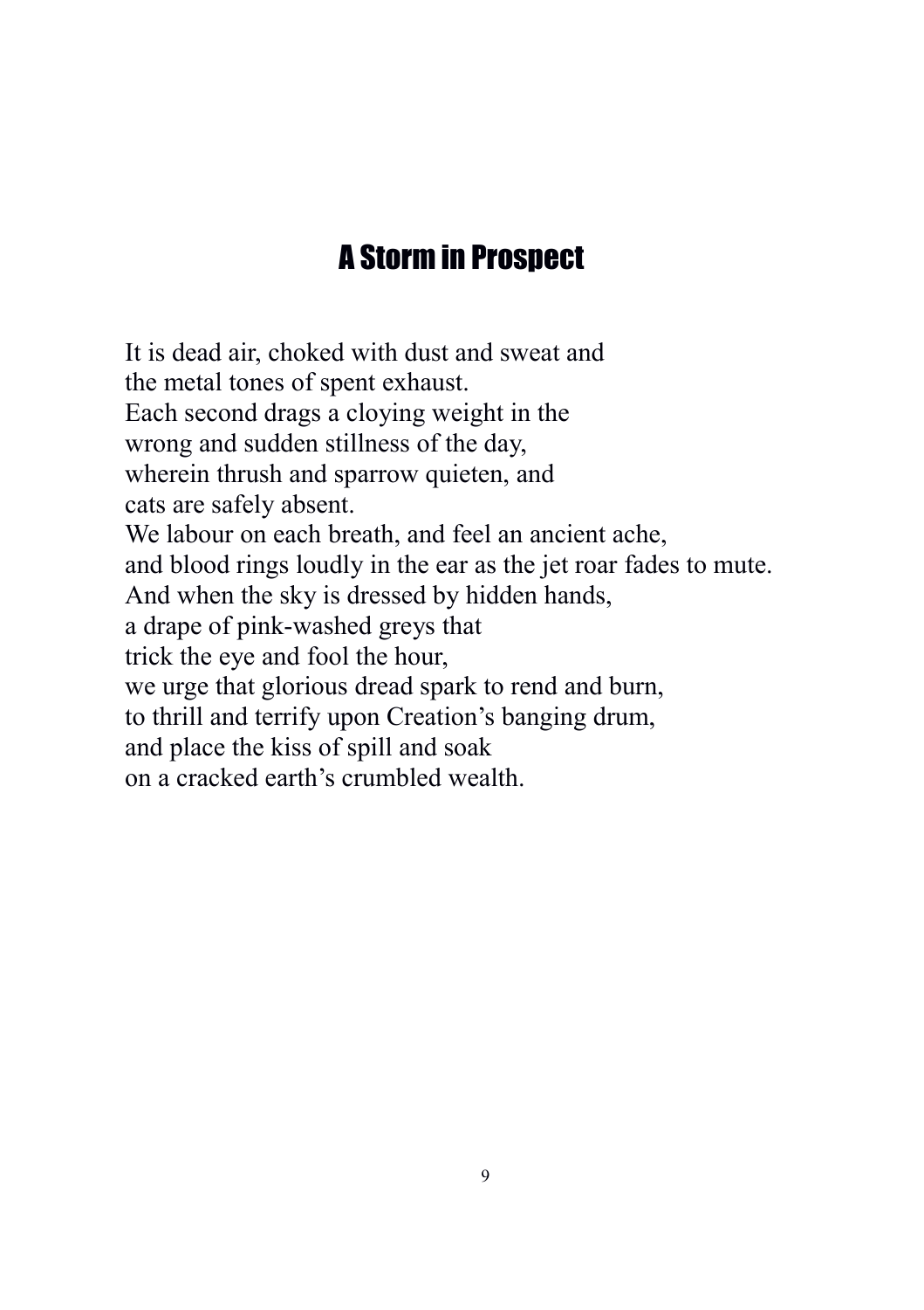# A Storm in Prospect

It is dead air, choked with dust and sweat and  
the metal tones of spent exhaust.  
Each second drags a cloying weight in the  
wrong and sudden stillness of the day,  
wherein thrush and sparrow quieten, and  
cats are safely absent.  
We labour on each breath, and feel an ancient ache,  
and blood rings loudly in the ear as the jet roar fades to mute.  
And when the sky is dressed by hidden hands,  
a drape of pink-washed greys that  
trick the eye and fool the hour,  
we urge that glorious dread spark to rend and burn,  
to thrill and terrify upon Creation's banging drum,  
and place the kiss of spill and soak  
on a cracked earth's crumbled wealth.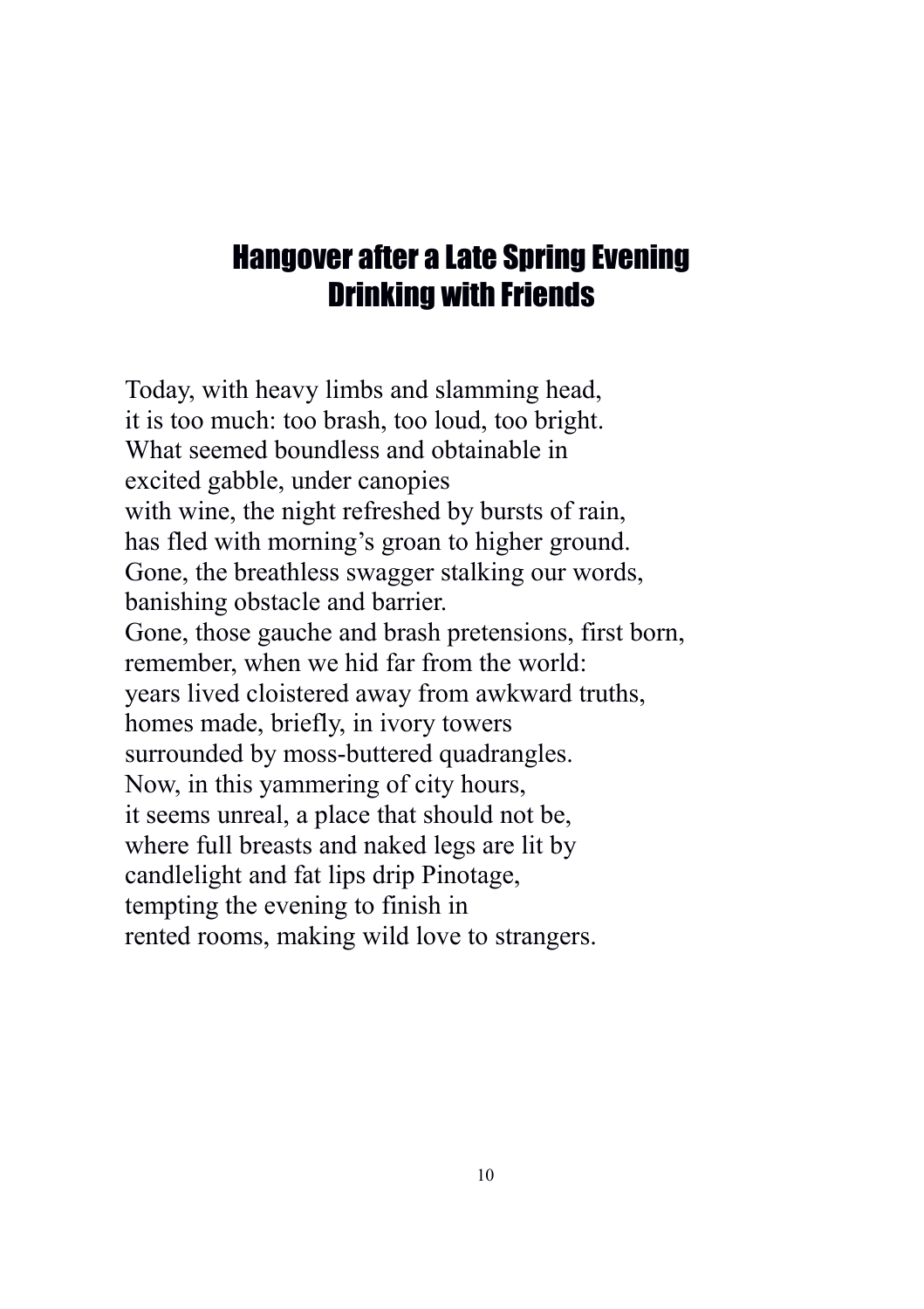# Hangover after a Late Spring Evening Drinking with Friends

Today, with heavy limbs and slamming head,  
it is too much: too brash, too loud, too bright.  
What seemed boundless and obtainable in  
excited gabble, under canopies  
with wine, the night refreshed by bursts of rain,  
has fled with morning's groan to higher ground.  
Gone, the breathless swagger stalking our words,  
banishing obstacle and barrier.  
Gone, those gauche and brash pretensions, first born,  
remember, when we hid far from the world:  
years lived cloistered away from awkward truths,  
homes made, briefly, in ivory towers  
surrounded by moss-buttered quadrangles.  
Now, in this yammering of city hours,  
it seems unreal, a place that should not be,  
where full breasts and naked legs are lit by  
candlelight and fat lips drip Pinotage,  
tempting the evening to finish in  
rented rooms, making wild love to strangers.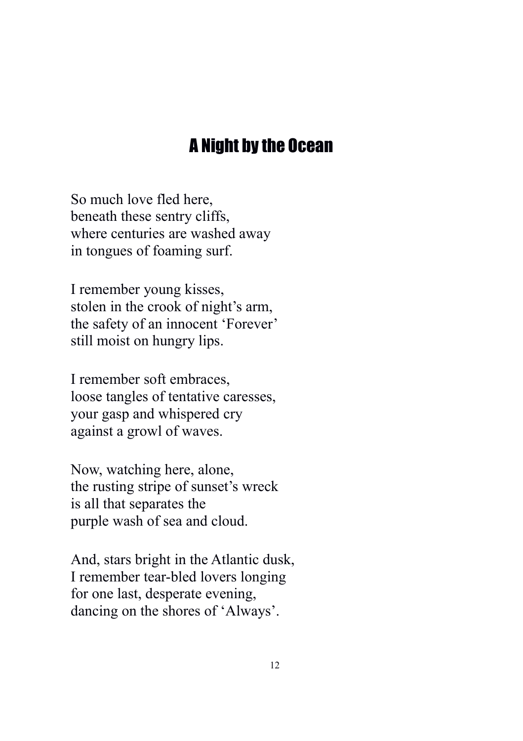# A Night by the Ocean

So much love fled here,
beneath these sentry cliffs,
where centuries are washed away
in tongues of foaming surf.

I remember young kisses,
stolen in the crook of night's arm,
the safety of an innocent 'Forever'
still moist on hungry lips.

I remember soft embraces,
loose tangles of tentative caresses,
your gasp and whispered cry
against a growl of waves.

Now, watching here, alone,
the rusting stripe of sunset's wreck
is all that separates the
purple wash of sea and cloud.

And, stars bright in the Atlantic dusk,
I remember tear-bled lovers longing
for one last, desperate evening,
dancing on the shores of 'Always'.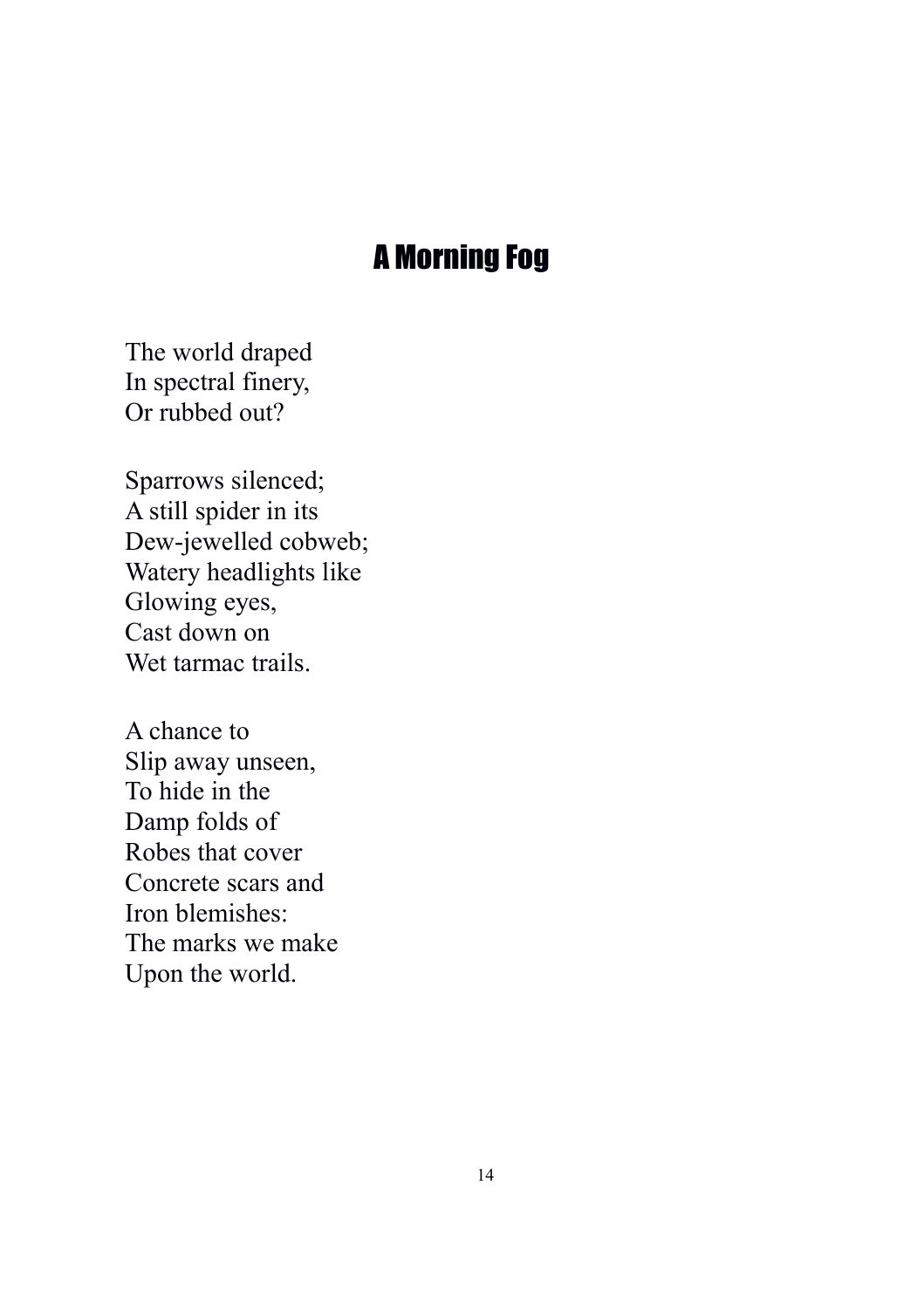# A Morning Fog

The world draped  
In spectral finery,  
Or rubbed out?

Sparrows silenced;  
A still spider in its  
Dew-jewelled cobweb;  
Watery headlights like  
Glowing eyes,  
Cast down on  
Wet tarmac trails.

A chance to  
Slip away unseen,  
To hide in the  
Damp folds of  
Robes that cover  
Concrete scars and  
Iron blemishes:  
The marks we make  
Upon the world.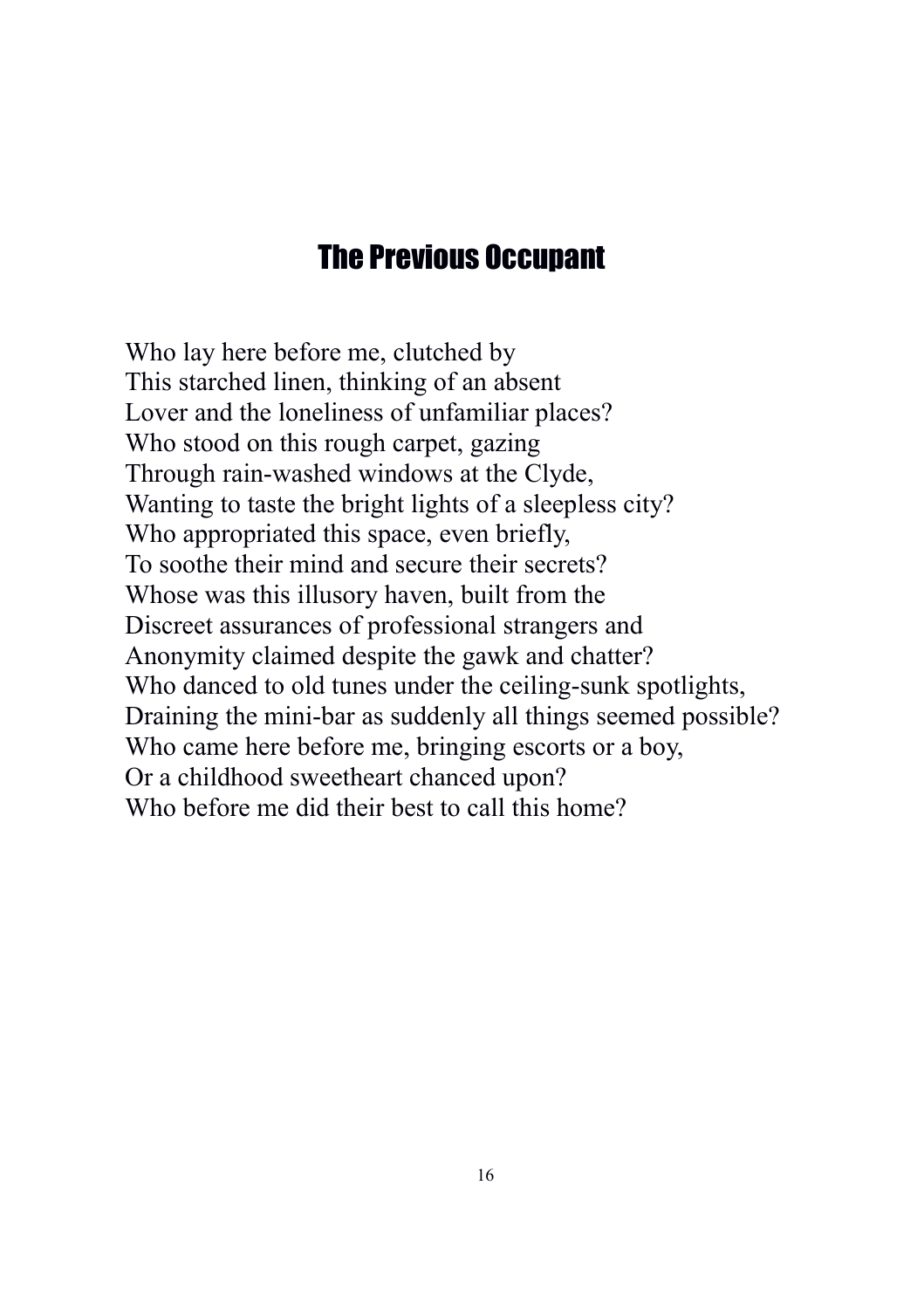# The Previous Occupant

Who lay here before me, clutched by  
This starched linen, thinking of an absent  
Lover and the loneliness of unfamiliar places?  
Who stood on this rough carpet, gazing  
Through rain-washed windows at the Clyde,  
Wanting to taste the bright lights of a sleepless city?  
Who appropriated this space, even briefly,  
To soothe their mind and secure their secrets?  
Whose was this illusory haven, built from the  
Discreet assurances of professional strangers and  
Anonymity claimed despite the gawk and chatter?  
Who danced to old tunes under the ceiling-sunk spotlights,  
Draining the mini-bar as suddenly all things seemed possible?  
Who came here before me, bringing escorts or a boy,  
Or a childhood sweetheart chanced upon?  
Who before me did their best to call this home?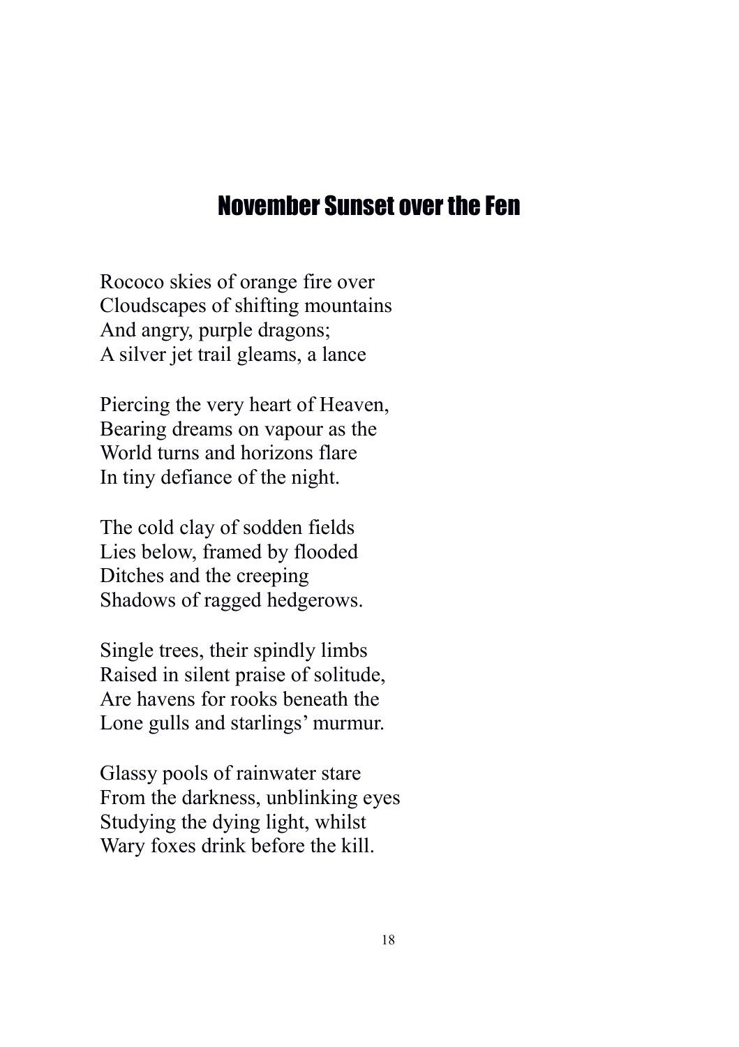## November Sunset over the Fen

Rococo skies of orange fire over
Cloudscapes of shifting mountains
And angry, purple dragons;
A silver jet trail gleams, a lance

Piercing the very heart of Heaven,
Bearing dreams on vapour as the
World turns and horizons flare
In tiny defiance of the night.

The cold clay of sodden fields
Lies below, framed by flooded
Ditches and the creeping
Shadows of ragged hedgerows.

Single trees, their spindly limbs
Raised in silent praise of solitude,
Are havens for rooks beneath the
Lone gulls and starlings' murmur.

Glassy pools of rainwater stare
From the darkness, unblinking eyes
Studying the dying light, whilst
Wary foxes drink before the kill.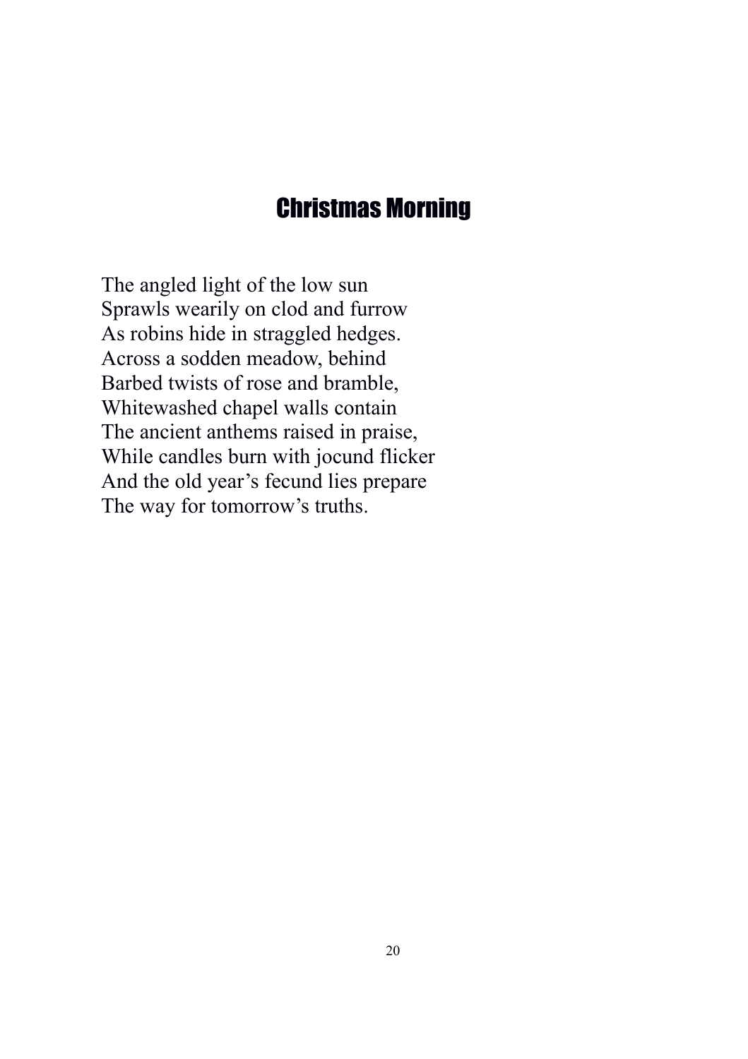# Christmas Morning

The angled light of the low sun  
Sprawls wearily on clod and furrow  
As robins hide in straggled hedges.  
Across a sodden meadow, behind  
Barbed twists of rose and bramble,  
Whitewashed chapel walls contain  
The ancient anthems raised in praise,  
While candles burn with jocund flicker  
And the old year’s fecund lies prepare  
The way for tomorrow’s truths.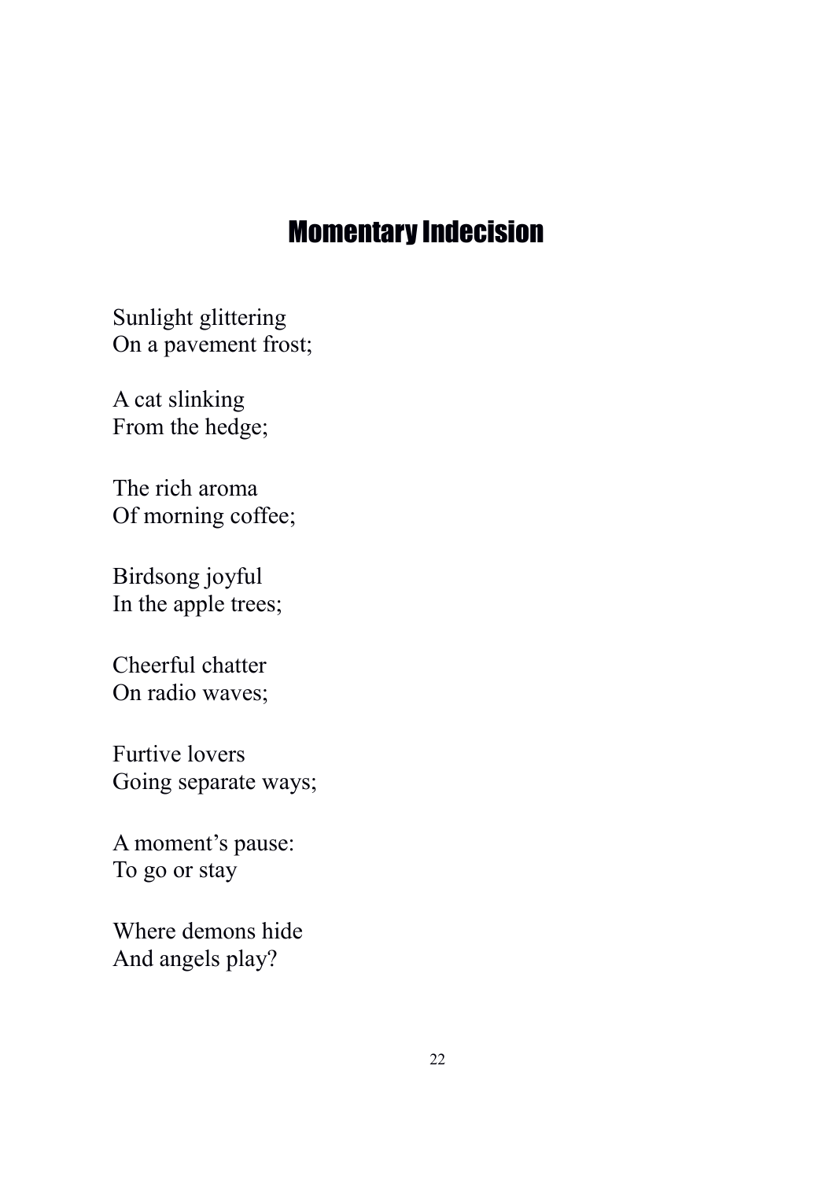# Momentary Indecision

Sunlight glittering  
On a pavement frost;

A cat slinking  
From the hedge;

The rich aroma  
Of morning coffee;

Birdsong joyful  
In the apple trees;

Cheerful chatter  
On radio waves;

Furtive lovers  
Going separate ways;

A moment's pause:  
To go or stay

Where demons hide  
And angels play?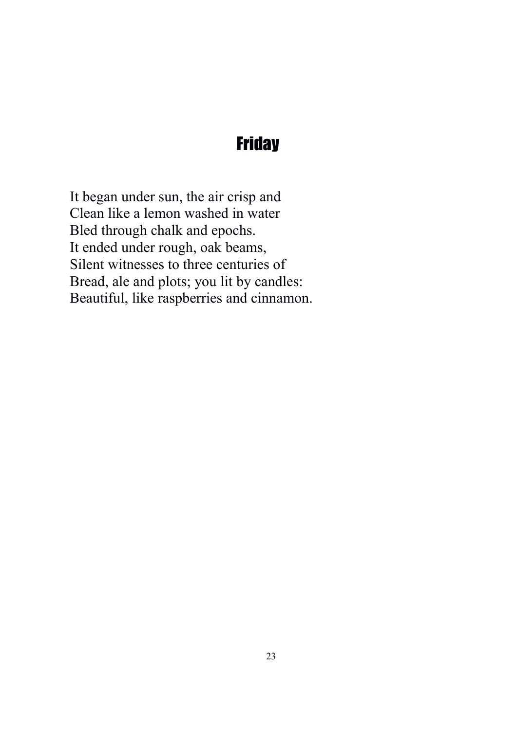## Friday

It began under sun, the air crisp and  
Clean like a lemon washed in water  
Bled through chalk and epochs.  
It ended under rough, oak beams,  
Silent witnesses to three centuries of  
Bread, ale and plots; you lit by candles:  
Beautiful, like raspberries and cinnamon.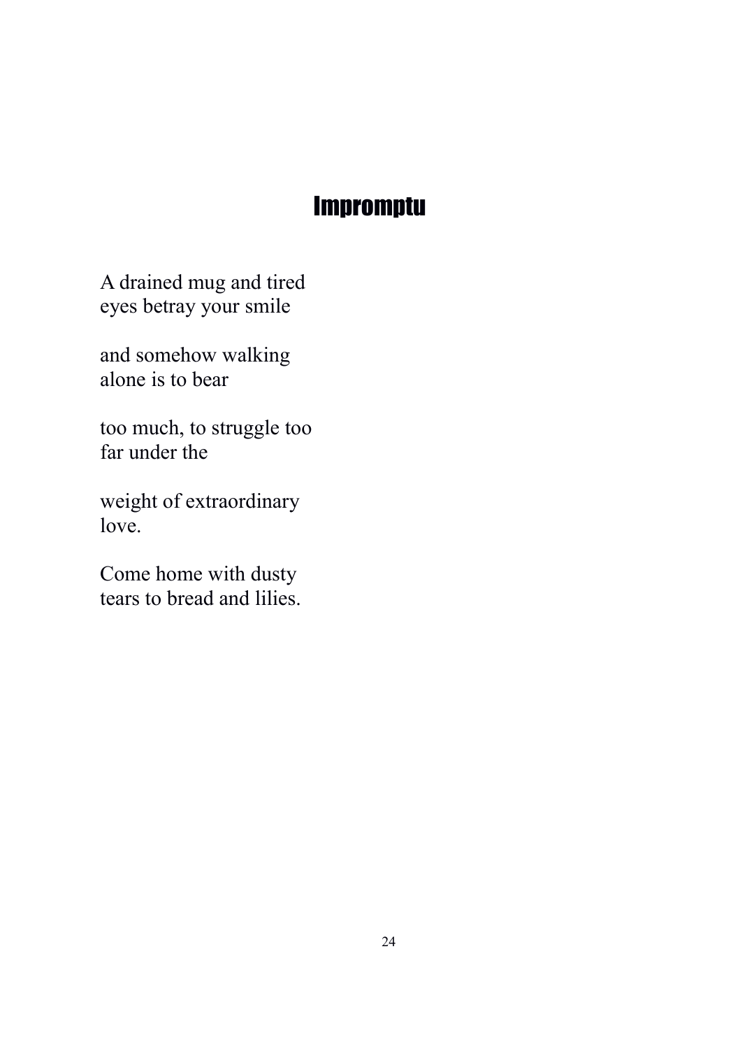# Impromptu

A drained mug and tired
eyes betray your smile

and somehow walking
alone is to bear

too much, to struggle too
far under the

weight of extraordinary
love.

Come home with dusty
tears to bread and lilies.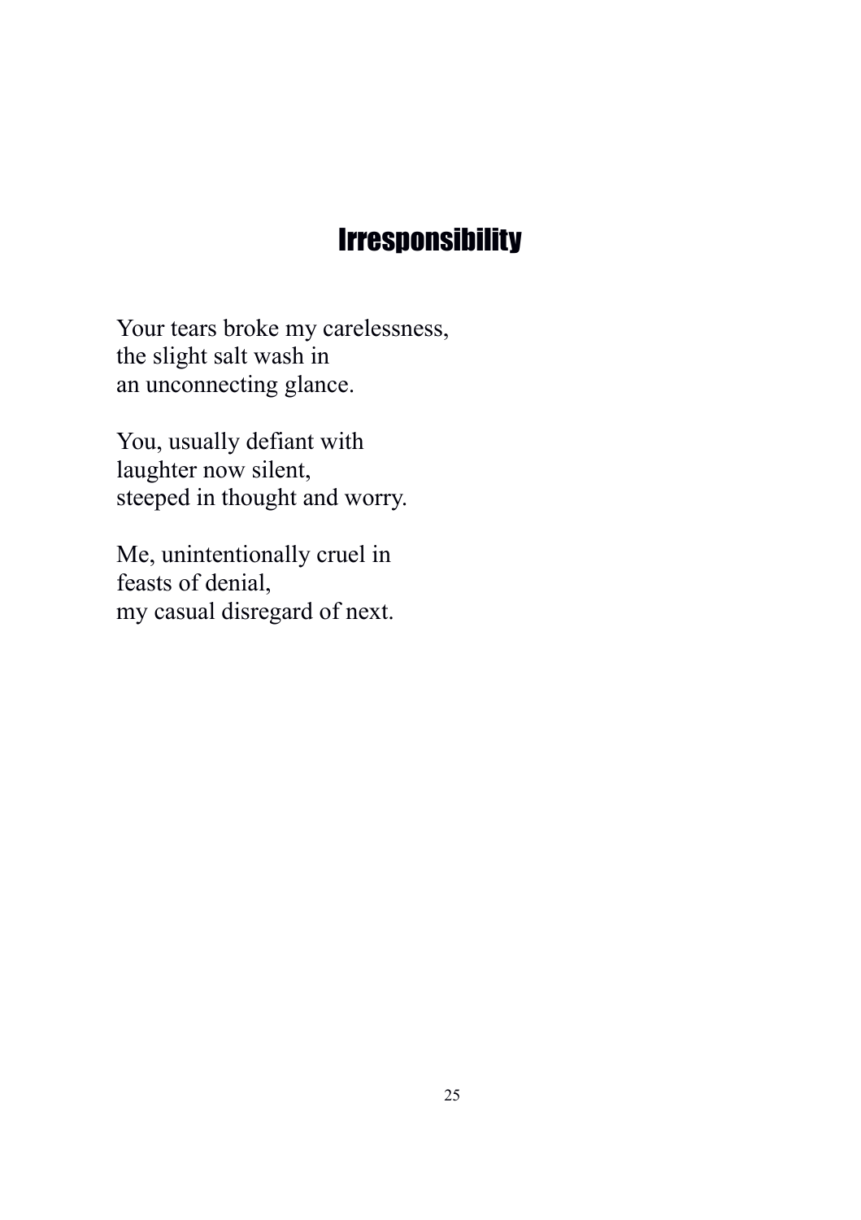# Irresponsibility

Your tears broke my carelessness,
the slight salt wash in
an unconnecting glance.

You, usually defiant with
laughter now silent,
steeped in thought and worry.

Me, unintentionally cruel in
feasts of denial,
my casual disregard of next.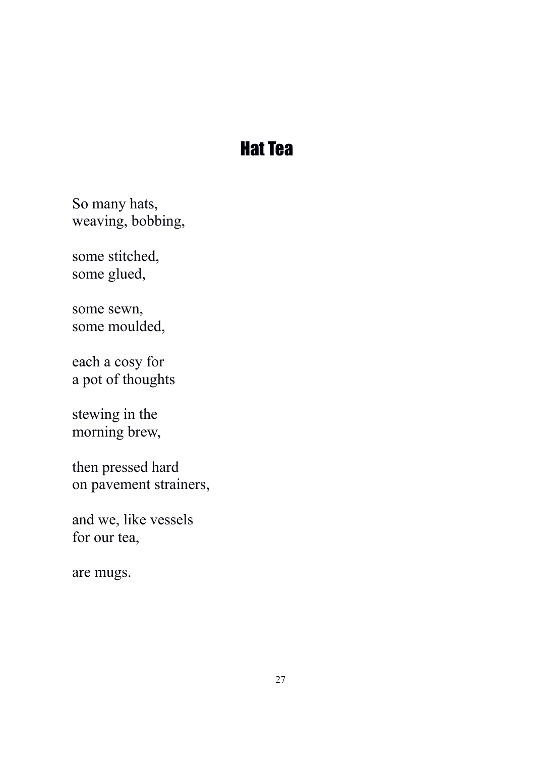# Hat Tea

So many hats,
weaving, bobbing,

some stitched,
some glued,

some sewn,
some moulded,

each a cosy for
a pot of thoughts

stewing in the
morning brew,

then pressed hard
on pavement strainers,

and we, like vessels
for our tea,

are mugs.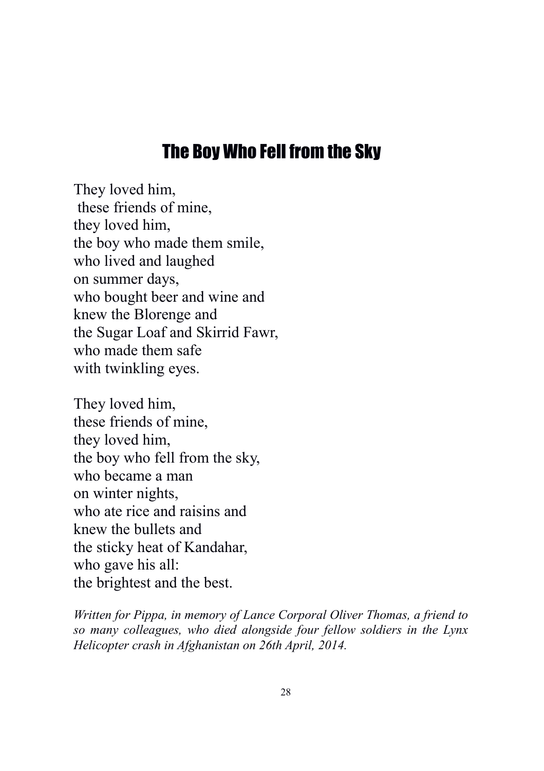## The Boy Who Fell from the Sky

They loved him,  
these friends of mine,  
they loved him,  
the boy who made them smile,  
who lived and laughed  
on summer days,  
who bought beer and wine and  
knew the Blorenge and  
the Sugar Loaf and Skirrid Fawr,  
who made them safe  
with twinkling eyes.

They loved him,  
these friends of mine,  
they loved him,  
the boy who fell from the sky,  
who became a man  
on winter nights,  
who ate rice and raisins and  
knew the bullets and  
the sticky heat of Kandahar,  
who gave his all:  
the brightest and the best.

*Written for Pippa, in memory of Lance Corporal Oliver Thomas, a friend to so many colleagues, who died alongside four fellow soldiers in the Lynx Helicopter crash in Afghanistan on 26th April, 2014.*